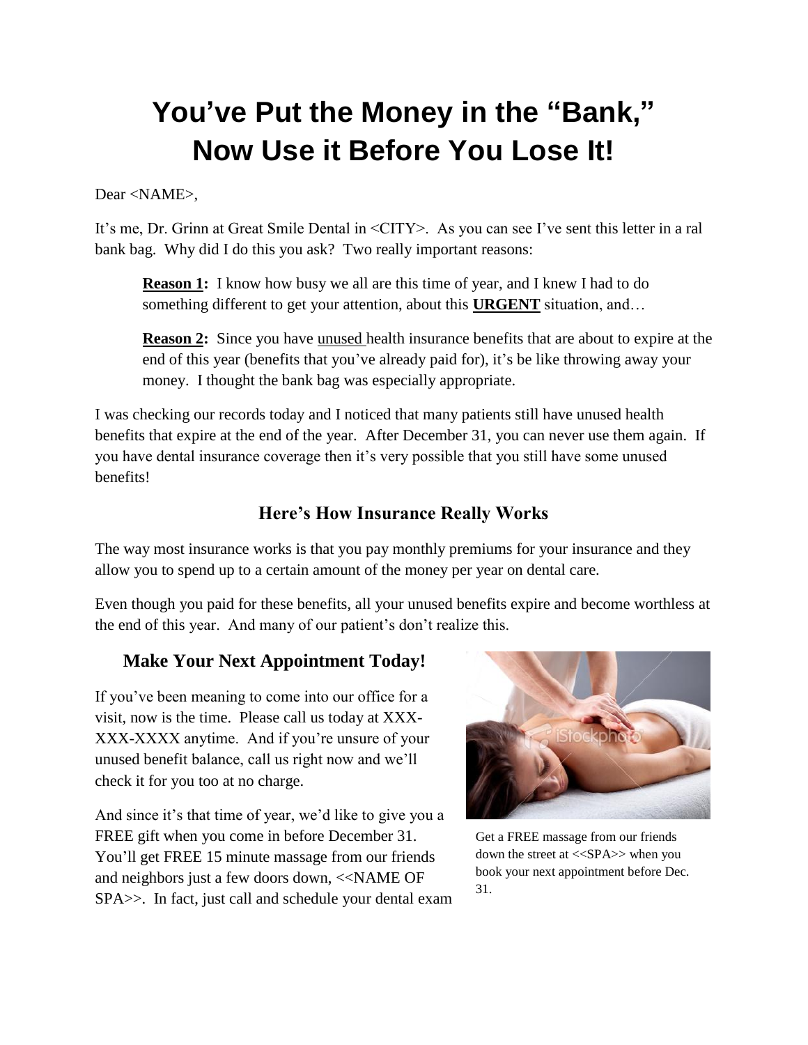# You've Put the Money in the "Bank," Now Use it Before You Lose It!

Dear <NAME>,

It's me, Dr. Grinn at Great Smile Dental in <CITY>. As you can see I've sent this letter in a ral bank bag. Why did I do this you ask? Two really important reasons:

> **Reason 1:** I know how busy we all are this time of year, and I knew I had to do something different to get your attention, about this **URGENT** situation, and…
>
> **Reason 2:** Since you have unused health insurance benefits that are about to expire at the end of this year (benefits that you've already paid for), it's be like throwing away your money. I thought the bank bag was especially appropriate.

I was checking our records today and I noticed that many patients still have unused health benefits that expire at the end of the year. After December 31, you can never use them again. If you have dental insurance coverage then it's very possible that you still have some unused benefits!

## Here's How Insurance Really Works

The way most insurance works is that you pay monthly premiums for your insurance and they allow you to spend up to a certain amount of the money per year on dental care.

Even though you paid for these benefits, all your unused benefits expire and become worthless at the end of this year. And many of our patient's don't realize this.

## Make Your Next Appointment Today!

If you've been meaning to come into our office for a visit, now is the time. Please call us today at XXX-XXX-XXXX anytime. And if you're unsure of your unused benefit balance, call us right now and we'll check it for you too at no charge.

And since it's that time of year, we'd like to give you a FREE gift when you come in before December 31. You'll get FREE 15 minute massage from our friends and neighbors just a few doors down, <<NAME OF SPA>>. In fact, just call and schedule your dental exam

Get a FREE massage from our friends down the street at <<SPA>> when you book your next appointment before Dec. 31.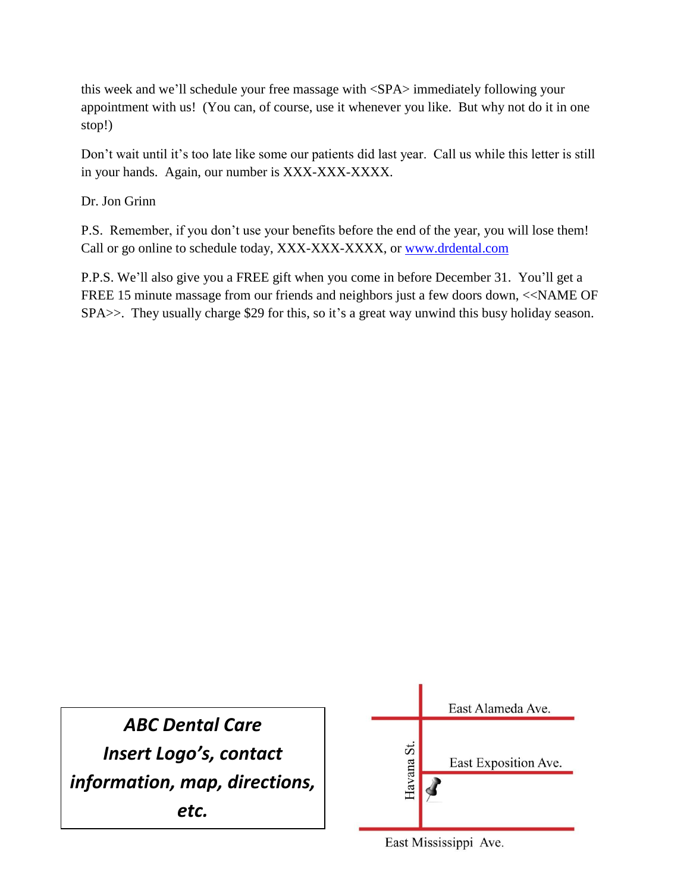this week and we'll schedule your free massage with <SPA> immediately following your appointment with us! (You can, of course, use it whenever you like. But why not do it in one stop!)

Don't wait until it's too late like some our patients did last year. Call us while this letter is still in your hands. Again, our number is XXX-XXX-XXXX.

Dr. Jon Grinn

P.S. Remember, if you don't use your benefits before the end of the year, you will lose them! Call or go online to schedule today, XXX-XXX-XXXX, or www.drdental.com

P.P.S. We'll also give you a FREE gift when you come in before December 31. You'll get a FREE 15 minute massage from our friends and neighbors just a few doors down, <<NAME OF SPA>>. They usually charge $29 for this, so it's a great way unwind this busy holiday season.

***ABC Dental Care***
***Insert Logo's, contact information, map, directions, etc.***

East Alameda Ave.
Havana St.
East Exposition Ave.
East Mississippi Ave.